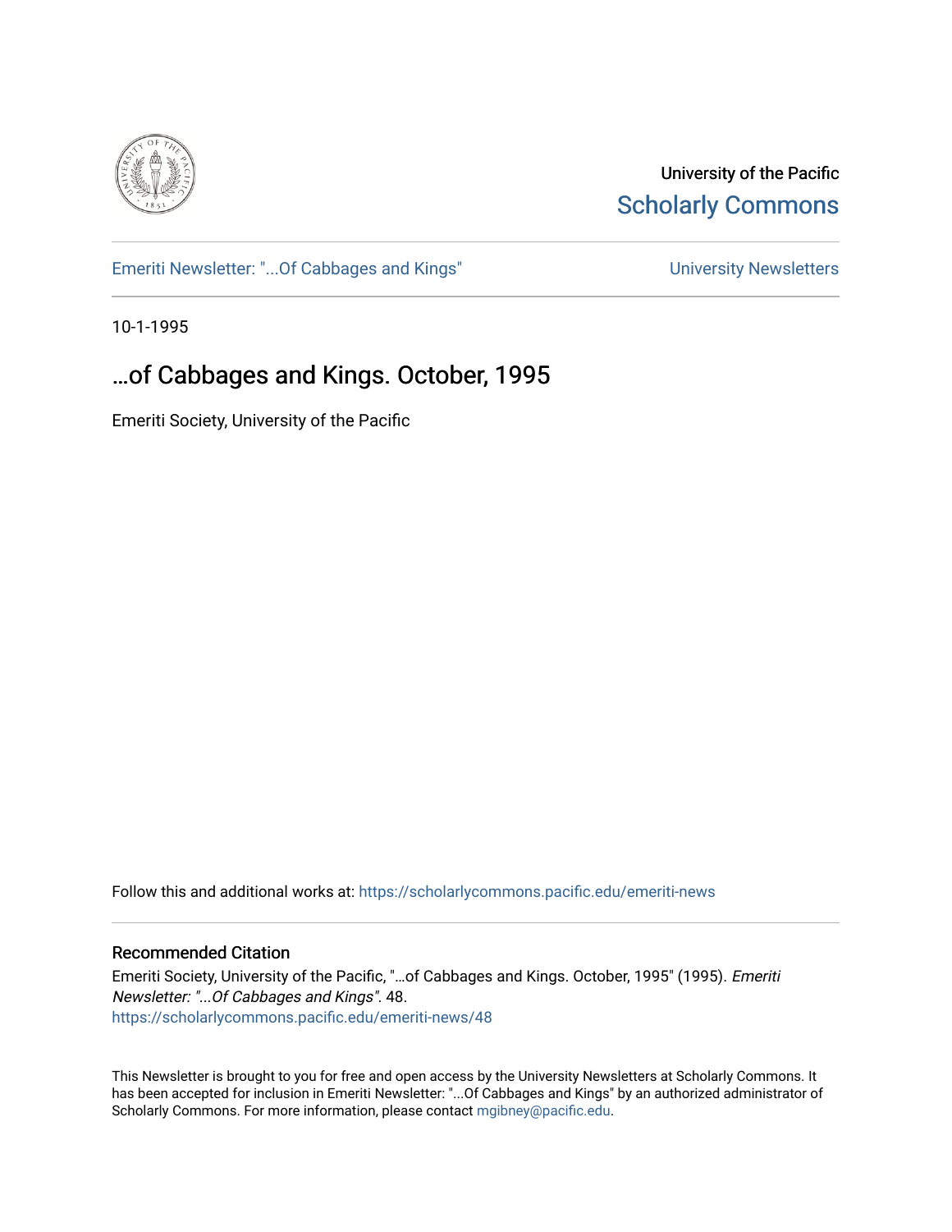University of the Pacific
Scholarly Commons

Emeriti Newsletter: "...Of Cabbages and Kings" | University Newsletters

10-1-1995

# ...of Cabbages and Kings. October, 1995

Emeriti Society, University of the Pacific

Follow this and additional works at: https://scholarlycommons.pacific.edu/emeriti-news

## Recommended Citation

Emeriti Society, University of the Pacific, "...of Cabbages and Kings. October, 1995" (1995). *Emeriti Newsletter: "...Of Cabbages and Kings"*. 48.
https://scholarlycommons.pacific.edu/emeriti-news/48

This Newsletter is brought to you for free and open access by the University Newsletters at Scholarly Commons. It has been accepted for inclusion in Emeriti Newsletter: "...Of Cabbages and Kings" by an authorized administrator of Scholarly Commons. For more information, please contact mgibney@pacific.edu.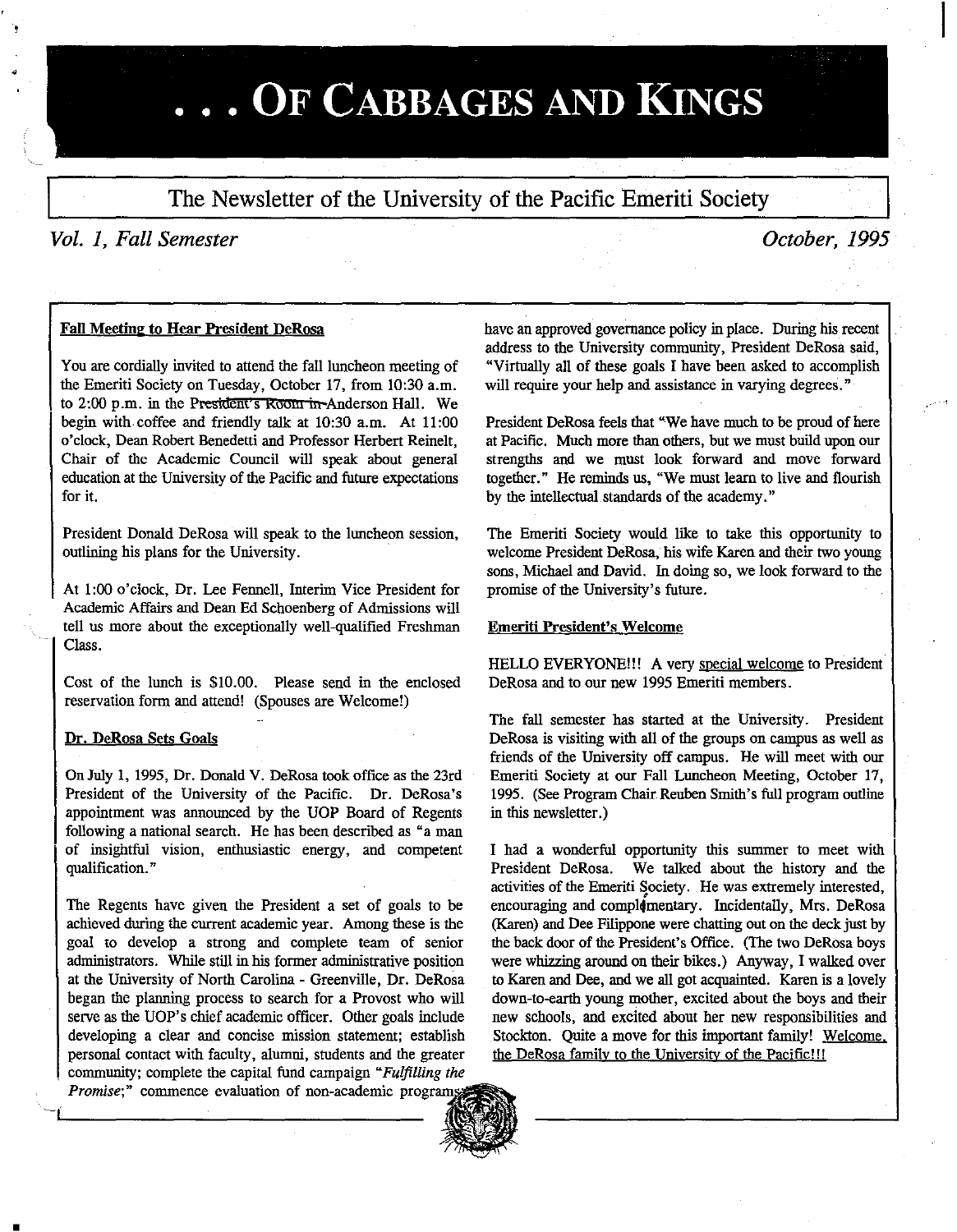# . . . OF CABBAGES AND KINGS

## The Newsletter of the University of the Pacific Emeriti Society

*Vol. 1, Fall Semester* *October, 1995*

### Fall Meeting to Hear President DeRosa

You are cordially invited to attend the fall luncheon meeting of the Emeriti Society on Tuesday, October 17, from 10:30 a.m. to 2:00 p.m. in the ~~President's Room in~~ Anderson Hall. We begin with coffee and friendly talk at 10:30 a.m. At 11:00 o'clock, Dean Robert Benedetti and Professor Herbert Reinelt, Chair of the Academic Council will speak about general education at the University of the Pacific and future expectations for it.

President Donald DeRosa will speak to the luncheon session, outlining his plans for the University.

At 1:00 o'clock, Dr. Lee Fennell, Interim Vice President for Academic Affairs and Dean Ed Schoenberg of Admissions will tell us more about the exceptionally well-qualified Freshman Class.

Cost of the lunch is $10.00. Please send in the enclosed reservation form and attend! (Spouses are Welcome!)

### Dr. DeRosa Sets Goals

On July 1, 1995, Dr. Donald V. DeRosa took office as the 23rd President of the University of the Pacific. Dr. DeRosa's appointment was announced by the UOP Board of Regents following a national search. He has been described as "a man of insightful vision, enthusiastic energy, and competent qualification."

The Regents have given the President a set of goals to be achieved during the current academic year. Among these is the goal to develop a strong and complete team of senior administrators. While still in his former administrative position at the University of North Carolina - Greenville, Dr. DeRosa began the planning process to search for a Provost who will serve as the UOP's chief academic officer. Other goals include developing a clear and concise mission statement; establish personal contact with faculty, alumni, students and the greater community; complete the capital fund campaign *"Fulfilling the Promise;"* commence evaluation of non-academic programs; have an approved governance policy in place. During his recent address to the University community, President DeRosa said, "Virtually all of these goals I have been asked to accomplish will require your help and assistance in varying degrees."

President DeRosa feels that "We have much to be proud of here at Pacific. Much more than others, but we must build upon our strengths and we must look forward and move forward together." He reminds us, "We must learn to live and flourish by the intellectual standards of the academy."

The Emeriti Society would like to take this opportunity to welcome President DeRosa, his wife Karen and their two young sons, Michael and David. In doing so, we look forward to the promise of the University's future.

### Emeriti President's Welcome

HELLO EVERYONE!!! A very special welcome to President DeRosa and to our new 1995 Emeriti members.

The fall semester has started at the University. President DeRosa is visiting with all of the groups on campus as well as friends of the University off campus. He will meet with our Emeriti Society at our Fall Luncheon Meeting, October 17, 1995. (See Program Chair Reuben Smith's full program outline in this newsletter.)

I had a wonderful opportunity this summer to meet with President DeRosa. We talked about the history and the activities of the Emeriti Society. He was extremely interested, encouraging and complimentary. Incidentally, Mrs. DeRosa (Karen) and Dee Filippone were chatting out on the deck just by the back door of the President's Office. (The two DeRosa boys were whizzing around on their bikes.) Anyway, I walked over to Karen and Dee, and we all got acquainted. Karen is a lovely down-to-earth young mother, excited about the boys and their new schools, and excited about her new responsibilities and Stockton. Quite a move for this important family! Welcome, the DeRosa family to the University of the Pacific!!!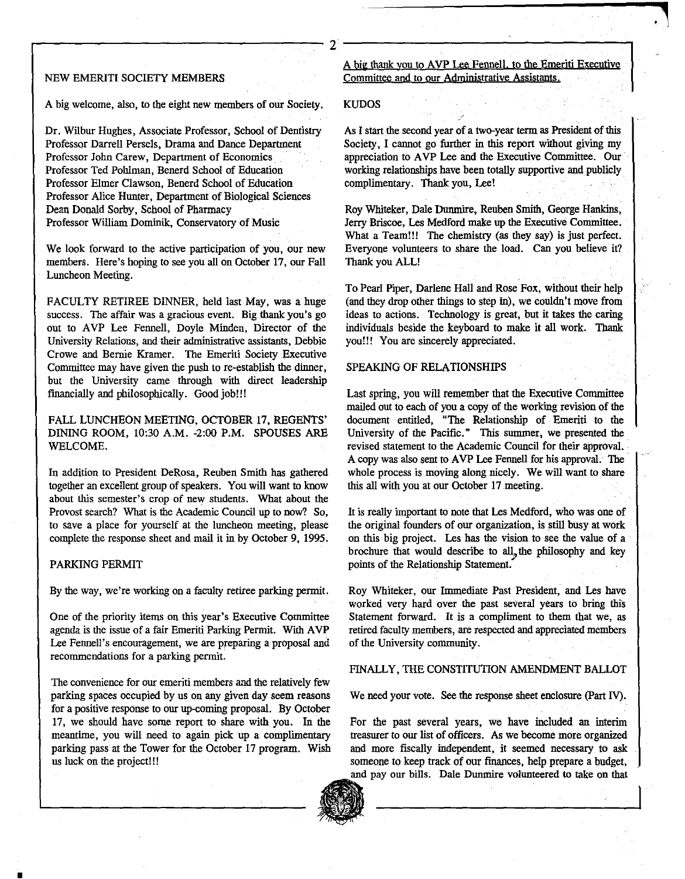## NEW EMERITI SOCIETY MEMBERS

A big welcome, also, to the eight new members of our Society.

Dr. Wilbur Hughes, Associate Professor, School of Dentistry
Professor Darrell Persels, Drama and Dance Department
Professor John Carew, Department of Economics
Professor Ted Pohlman, Benerd School of Education
Professor Elmer Clawson, Benerd School of Education
Professor Alice Hunter, Department of Biological Sciences
Dean Donald Sorby, School of Pharmacy
Professor William Dominik, Conservatory of Music

We look forward to the active participation of you, our new members. Here's hoping to see you all on October 17, our Fall Luncheon Meeting.

FACULTY RETIREE DINNER, held last May, was a huge success. The affair was a gracious event. Big thank you's go out to AVP Lee Fennell, Doyle Minden, Director of the University Relations, and their administrative assistants, Debbie Crowe and Bernie Kramer. The Emeriti Society Executive Committee may have given the push to re-establish the dinner, but the University came through with direct leadership financially and philosophically. Good job!!!

## FALL LUNCHEON MEETING, OCTOBER 17, REGENTS' DINING ROOM, 10:30 A.M. -2:00 P.M. SPOUSES ARE WELCOME.

In addition to President DeRosa, Reuben Smith has gathered together an excellent group of speakers. You will want to know about this semester's crop of new students. What about the Provost search? What is the Academic Council up to now? So, to save a place for yourself at the luncheon meeting, please complete the response sheet and mail it in by October 9, 1995.

## PARKING PERMIT

By the way, we're working on a faculty retiree parking permit.

One of the priority items on this year's Executive Committee agenda is the issue of a fair Emeriti Parking Permit. With AVP Lee Fennell's encouragement, we are preparing a proposal and recommendations for a parking permit.

The convenience for our emeriti members and the relatively few parking spaces occupied by us on any given day seem reasons for a positive response to our up-coming proposal. By October 17, we should have some report to share with you. In the meantime, you will need to again pick up a complimentary parking pass at the Tower for the October 17 program. Wish us luck on the project!!!

A big thank you to AVP Lee Fennell, to the Emeriti Executive Committee and to our Administrative Assistants.

## KUDOS

As I start the second year of a two-year term as President of this Society, I cannot go further in this report without giving my appreciation to AVP Lee and the Executive Committee. Our working relationships have been totally supportive and publicly complimentary. Thank you, Lee!

Roy Whiteker, Dale Dunmire, Reuben Smith, George Hankins, Jerry Briscoe, Les Medford make up the Executive Committee. What a Team!!! The chemistry (as they say) is just perfect. Everyone volunteers to share the load. Can you believe it? Thank you ALL!

To Pearl Piper, Darlene Hall and Rose Fox, without their help (and they drop other things to step in), we couldn't move from ideas to actions. Technology is great, but it takes the caring individuals beside the keyboard to make it all work. Thank you!!! You are sincerely appreciated.

## SPEAKING OF RELATIONSHIPS

Last spring, you will remember that the Executive Committee mailed out to each of you a copy of the working revision of the document entitled, "The Relationship of Emeriti to the University of the Pacific." This summer, we presented the revised statement to the Academic Council for their approval. A copy was also sent to AVP Lee Fennell for his approval. The whole process is moving along nicely. We will want to share this all with you at our October 17 meeting.

It is really important to note that Les Medford, who was one of the original founders of our organization, is still busy at work on this big project. Les has the vision to see the value of a brochure that would describe to all, the philosophy and key points of the Relationship Statement.

Roy Whiteker, our Immediate Past President, and Les have worked very hard over the past several years to bring this Statement forward. It is a compliment to them that we, as retired faculty members, are respected and appreciated members of the University community.

## FINALLY, THE CONSTITUTION AMENDMENT BALLOT

We need your vote. See the response sheet enclosure (Part IV).

For the past several years, we have included an interim treasurer to our list of officers. As we become more organized and more fiscally independent, it seemed necessary to ask someone to keep track of our finances, help prepare a budget, and pay our bills. Dale Dunmire volunteered to take on that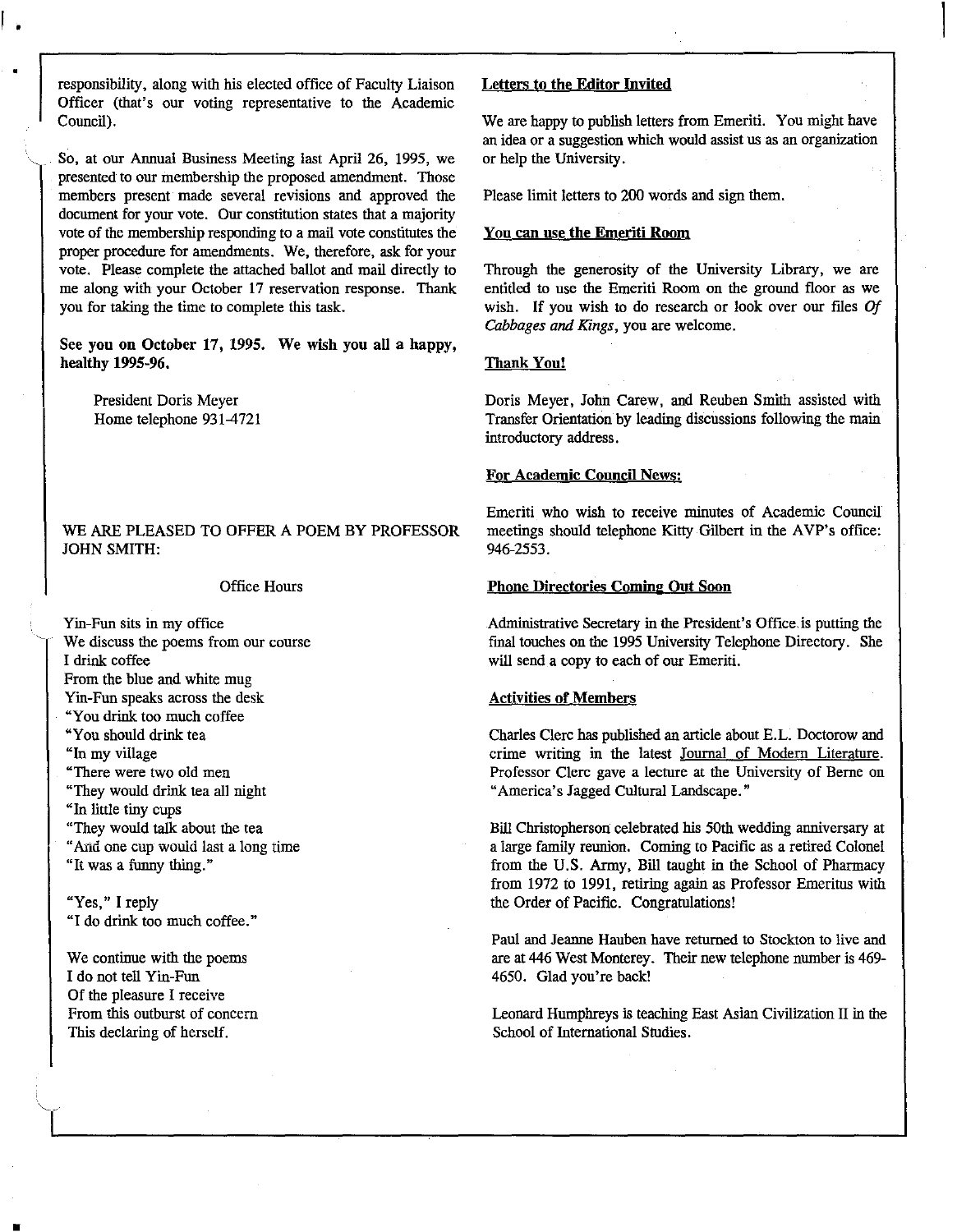responsibility, along with his elected office of Faculty Liaison Officer (that's our voting representative to the Academic Council).

So, at our Annual Business Meeting last April 26, 1995, we presented to our membership the proposed amendment. Those members present made several revisions and approved the document for your vote. Our constitution states that a majority vote of the membership responding to a mail vote constitutes the proper procedure for amendments. We, therefore, ask for your vote. Please complete the attached ballot and mail directly to me along with your October 17 reservation response. Thank you for taking the time to complete this task.

**See you on October 17, 1995. We wish you all a happy, healthy 1995-96.**

President Doris Meyer
Home telephone 931-4721

WE ARE PLEASED TO OFFER A POEM BY PROFESSOR JOHN SMITH:

Office Hours

Yin-Fun sits in my office
We discuss the poems from our course
I drink coffee
From the blue and white mug
Yin-Fun speaks across the desk
"You drink too much coffee
"You should drink tea
"In my village
"There were two old men
"They would drink tea all night
"In little tiny cups
"They would talk about the tea
"And one cup would last a long time
"It was a funny thing."

"Yes," I reply
"I do drink too much coffee."

We continue with the poems
I do not tell Yin-Fun
Of the pleasure I receive
From this outburst of concern
This declaring of herself.

### Letters to the Editor Invited

We are happy to publish letters from Emeriti. You might have an idea or a suggestion which would assist us as an organization or help the University.

Please limit letters to 200 words and sign them.

### You can use the Emeriti Room

Through the generosity of the University Library, we are entitled to use the Emeriti Room on the ground floor as we wish. If you wish to do research or look over our files *Of Cabbages and Kings*, you are welcome.

### Thank You!

Doris Meyer, John Carew, and Reuben Smith assisted with Transfer Orientation by leading discussions following the main introductory address.

### For Academic Council News:

Emeriti who wish to receive minutes of Academic Council meetings should telephone Kitty Gilbert in the AVP's office: 946-2553.

### Phone Directories Coming Out Soon

Administrative Secretary in the President's Office is putting the final touches on the 1995 University Telephone Directory. She will send a copy to each of our Emeriti.

### Activities of Members

Charles Clerc has published an article about E.L. Doctorow and crime writing in the latest Journal of Modern Literature. Professor Clerc gave a lecture at the University of Berne on "America's Jagged Cultural Landscape."

Bill Christopherson celebrated his 50th wedding anniversary at a large family reunion. Coming to Pacific as a retired Colonel from the U.S. Army, Bill taught in the School of Pharmacy from 1972 to 1991, retiring again as Professor Emeritus with the Order of Pacific. Congratulations!

Paul and Jeanne Hauben have returned to Stockton to live and are at 446 West Monterey. Their new telephone number is 469-4650. Glad you're back!

Leonard Humphreys is teaching East Asian Civilization II in the School of International Studies.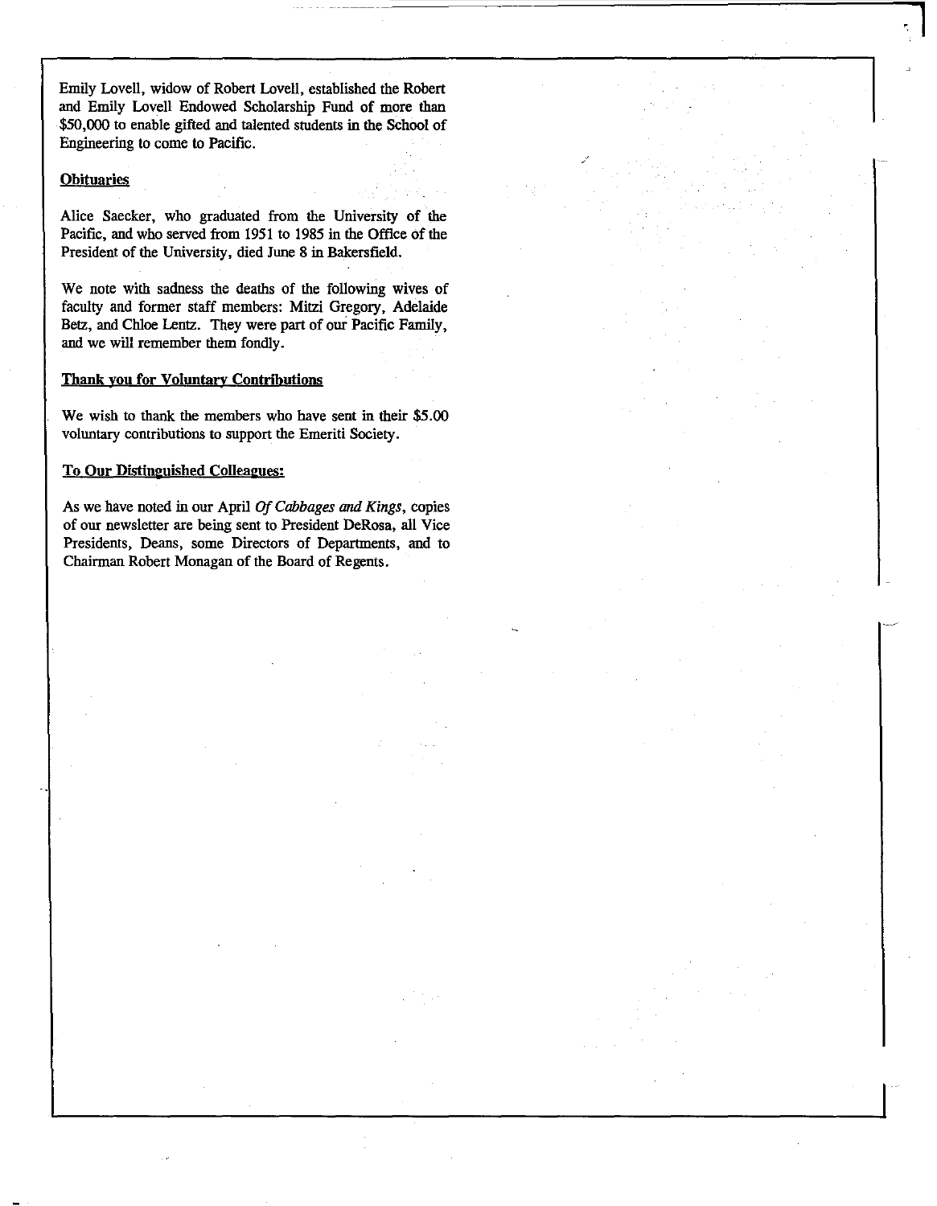Emily Lovell, widow of Robert Lovell, established the Robert and Emily Lovell Endowed Scholarship Fund of more than $50,000 to enable gifted and talented students in the School of Engineering to come to Pacific.

## Obituaries

Alice Saecker, who graduated from the University of the Pacific, and who served from 1951 to 1985 in the Office of the President of the University, died June 8 in Bakersfield.

We note with sadness the deaths of the following wives of faculty and former staff members: Mitzi Gregory, Adelaide Betz, and Chloe Lentz. They were part of our Pacific Family, and we will remember them fondly.

## Thank you for Voluntary Contributions

We wish to thank the members who have sent in their $5.00 voluntary contributions to support the Emeriti Society.

## To Our Distinguished Colleagues:

As we have noted in our April *Of Cabbages and Kings*, copies of our newsletter are being sent to President DeRosa, all Vice Presidents, Deans, some Directors of Departments, and to Chairman Robert Monagan of the Board of Regents.